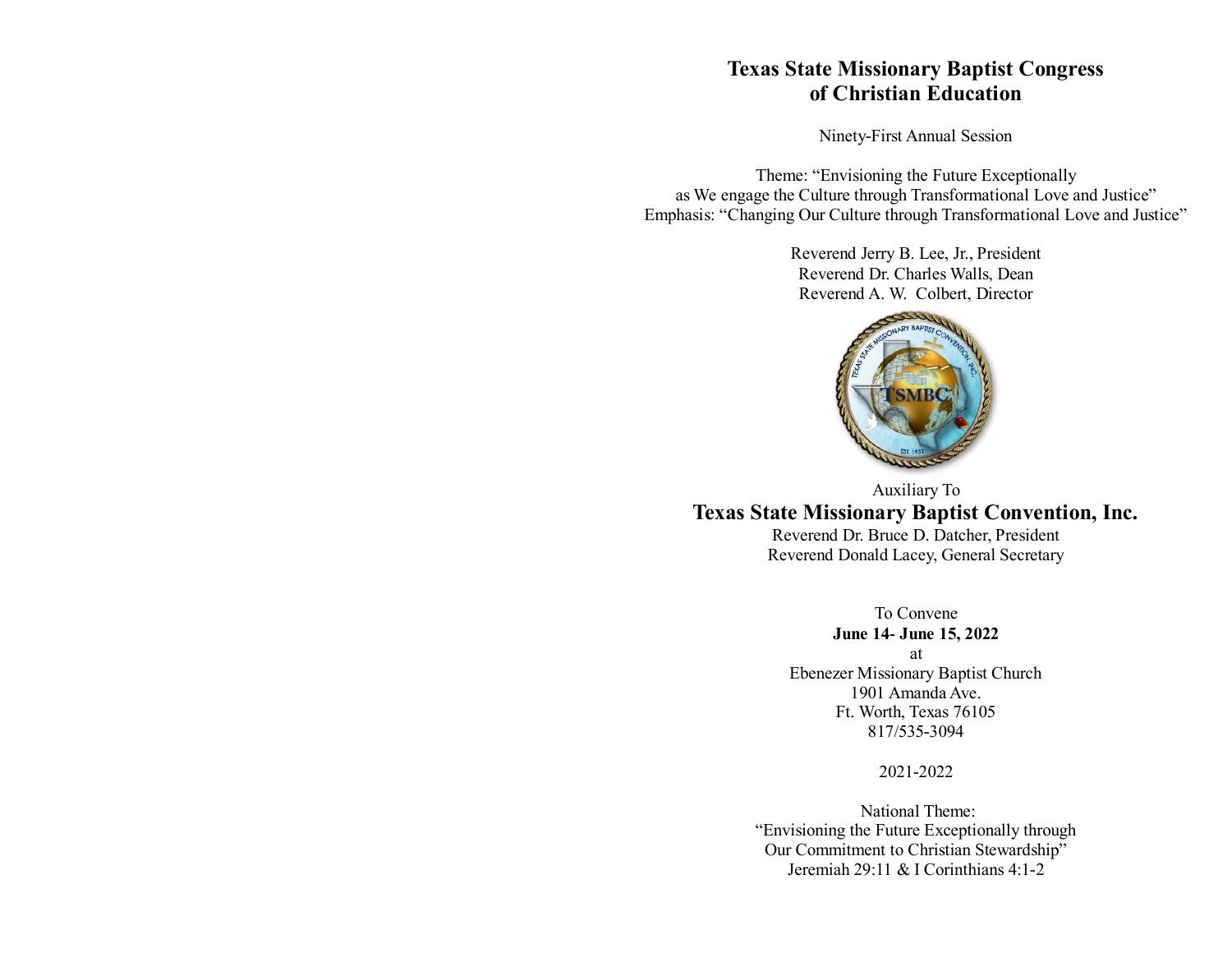# Texas State Missionary Baptist Congress of Christian Education

Ninety-First Annual Session

Theme: "Envisioning the Future Exceptionally as We engage the Culture through Transformational Love and Justice"
Emphasis: "Changing Our Culture through Transformational Love and Justice"

Reverend Jerry B. Lee, Jr., President
Reverend Dr. Charles Walls, Dean
Reverend A. W. Colbert, Director

Auxiliary To

## Texas State Missionary Baptist Convention, Inc.

Reverend Dr. Bruce D. Datcher, President
Reverend Donald Lacey, General Secretary

To Convene
**June 14- June 15, 2022**
at
Ebenezer Missionary Baptist Church
1901 Amanda Ave.
Ft. Worth, Texas 76105
817/535-3094

2021-2022

National Theme:
"Envisioning the Future Exceptionally through Our Commitment to Christian Stewardship"
Jeremiah 29:11 & I Corinthians 4:1-2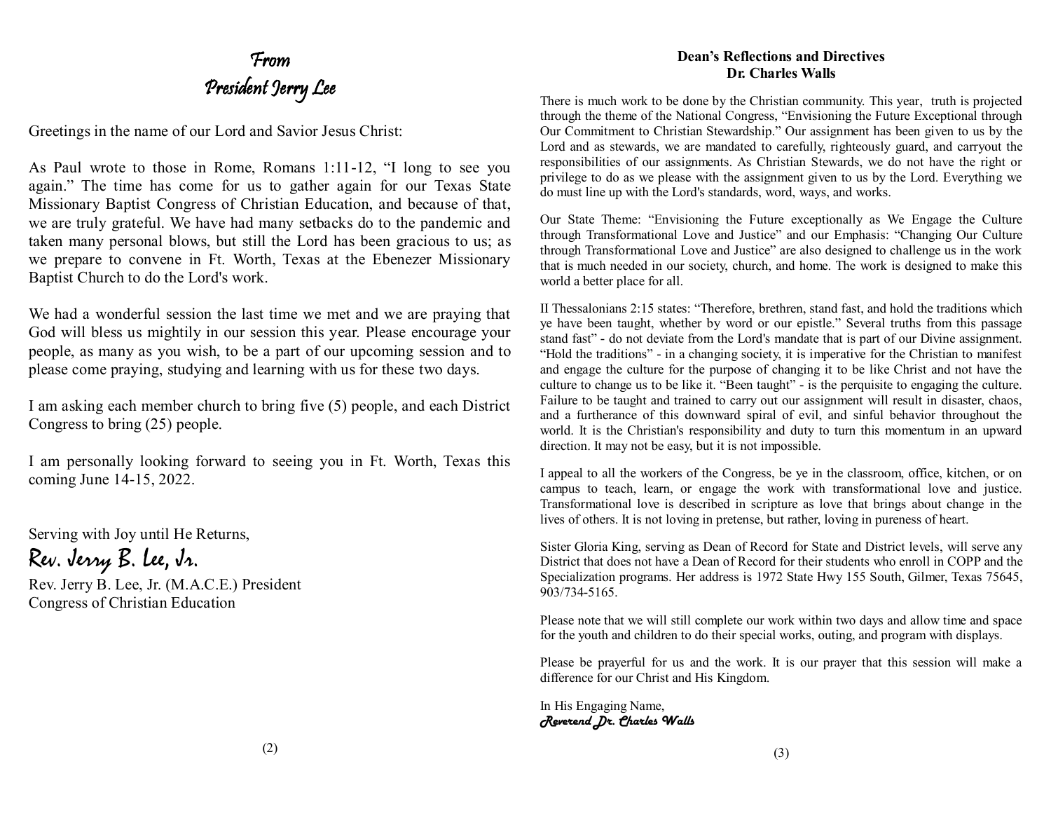# From President Jerry Lee

Greetings in the name of our Lord and Savior Jesus Christ:

As Paul wrote to those in Rome, Romans 1:11-12, "I long to see you again." The time has come for us to gather again for our Texas State Missionary Baptist Congress of Christian Education, and because of that, we are truly grateful. We have had many setbacks do to the pandemic and taken many personal blows, but still the Lord has been gracious to us; as we prepare to convene in Ft. Worth, Texas at the Ebenezer Missionary Baptist Church to do the Lord's work.

We had a wonderful session the last time we met and we are praying that God will bless us mightily in our session this year. Please encourage your people, as many as you wish, to be a part of our upcoming session and to please come praying, studying and learning with us for these two days.

I am asking each member church to bring five (5) people, and each District Congress to bring (25) people.

I am personally looking forward to seeing you in Ft. Worth, Texas this coming June 14-15, 2022.

Serving with Joy until He Returns,

*Rev. Jerry B. Lee, Jr.*

Rev. Jerry B. Lee, Jr. (M.A.C.E.) President
Congress of Christian Education

## Dean's Reflections and Directives
## Dr. Charles Walls

There is much work to be done by the Christian community. This year, truth is projected through the theme of the National Congress, "Envisioning the Future Exceptional through Our Commitment to Christian Stewardship." Our assignment has been given to us by the Lord and as stewards, we are mandated to carefully, righteously guard, and carryout the responsibilities of our assignments. As Christian Stewards, we do not have the right or privilege to do as we please with the assignment given to us by the Lord. Everything we do must line up with the Lord's standards, word, ways, and works.

Our State Theme: "Envisioning the Future exceptionally as We Engage the Culture through Transformational Love and Justice" and our Emphasis: "Changing Our Culture through Transformational Love and Justice" are also designed to challenge us in the work that is much needed in our society, church, and home. The work is designed to make this world a better place for all.

II Thessalonians 2:15 states: "Therefore, brethren, stand fast, and hold the traditions which ye have been taught, whether by word or our epistle." Several truths from this passage stand fast" - do not deviate from the Lord's mandate that is part of our Divine assignment. "Hold the traditions" - in a changing society, it is imperative for the Christian to manifest and engage the culture for the purpose of changing it to be like Christ and not have the culture to change us to be like it. "Been taught" - is the perquisite to engaging the culture. Failure to be taught and trained to carry out our assignment will result in disaster, chaos, and a furtherance of this downward spiral of evil, and sinful behavior throughout the world. It is the Christian's responsibility and duty to turn this momentum in an upward direction. It may not be easy, but it is not impossible.

I appeal to all the workers of the Congress, be ye in the classroom, office, kitchen, or on campus to teach, learn, or engage the work with transformational love and justice. Transformational love is described in scripture as love that brings about change in the lives of others. It is not loving in pretense, but rather, loving in pureness of heart.

Sister Gloria King, serving as Dean of Record for State and District levels, will serve any District that does not have a Dean of Record for their students who enroll in COPP and the Specialization programs. Her address is 1972 State Hwy 155 South, Gilmer, Texas 75645, 903/734-5165.

Please note that we will still complete our work within two days and allow time and space for the youth and children to do their special works, outing, and program with displays.

Please be prayerful for us and the work. It is our prayer that this session will make a difference for our Christ and His Kingdom.

In His Engaging Name,
*Reverend Dr. Charles Walls*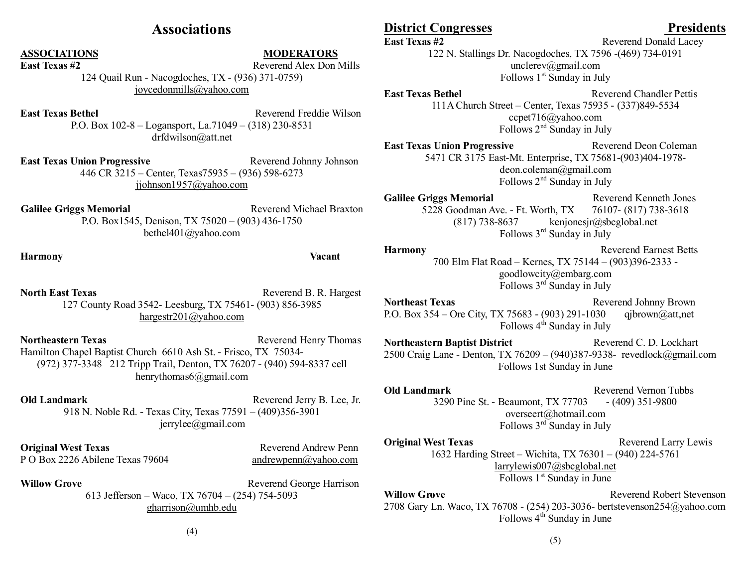# Associations

**ASSOCIATIONS** — **MODERATORS**

**East Texas #2** — Reverend Alex Don Mills
124 Quail Run - Nacogdoches, TX - (936) 371-0759)
joycedonmills@yahoo.com

**East Texas Bethel** — Reverend Freddie Wilson
P.O. Box 102-8 – Logansport, La.71049 – (318) 230-8531
drfdwilson@att.net

**East Texas Union Progressive** — Reverend Johnny Johnson
446 CR 3215 – Center, Texas75935 – (936) 598-6273
jjohnson1957@yahoo.com

**Galilee Griggs Memorial** — Reverend Michael Braxton
P.O. Box1545, Denison, TX 75020 – (903) 436-1750
bethel401@yahoo.com

**Harmony** — **Vacant**

**North East Texas** — Reverend B. R. Hargest
127 County Road 3542- Leesburg, TX 75461- (903) 856-3985
hargestr201@yahoo.com

**Northeastern Texas** — Reverend Henry Thomas
Hamilton Chapel Baptist Church 6610 Ash St. - Frisco, TX 75034-
(972) 377-3348 212 Tripp Trail, Denton, TX 76207 - (940) 594-8337 cell
henrythomas6@gmail.com

**Old Landmark** — Reverend Jerry B. Lee, Jr.
918 N. Noble Rd. - Texas City, Texas 77591 – (409)356-3901
jerrylee@gmail.com

**Original West Texas** — Reverend Andrew Penn
P O Box 2226 Abilene Texas 79604 andrewpenn@yahoo.com

**Willow Grove** — Reverend George Harrison
613 Jefferson – Waco, TX 76704 – (254) 754-5093
gharrison@umhb.edu

## District Congresses — Presidents

**East Texas #2** — Reverend Donald Lacey
122 N. Stallings Dr. Nacogdoches, TX 7596 -(469) 734-0191
unclerev@gmail.com
Follows 1st Sunday in July

**East Texas Bethel** — Reverend Chandler Pettis
111A Church Street – Center, Texas 75935 - (337)849-5534
ccpet716@yahoo.com
Follows 2nd Sunday in July

**East Texas Union Progressive** — Reverend Deon Coleman
5471 CR 3175 East-Mt. Enterprise, TX 75681-(903)404-1978-
deon.coleman@gmail.com
Follows 2nd Sunday in July

**Galilee Griggs Memorial** — Reverend Kenneth Jones
5228 Goodman Ave. - Ft. Worth, TX 76107- (817) 738-3618
(817) 738-8637 kenjonesjr@sbcglobal.net
Follows 3rd Sunday in July

**Harmony** — Reverend Earnest Betts
700 Elm Flat Road – Kernes, TX 75144 – (903)396-2333 -
goodlowcity@embarg.com
Follows 3rd Sunday in July

**Northeast Texas** — Reverend Johnny Brown
P.O. Box 354 – Ore City, TX 75683 - (903) 291-1030 qjbrown@att,net
Follows 4th Sunday in July

**Northeastern Baptist District** — Reverend C. D. Lockhart
2500 Craig Lane - Denton, TX 76209 – (940)387-9338- revedlock@gmail.com
Follows 1st Sunday in June

**Old Landmark** — Reverend Vernon Tubbs
3290 Pine St. - Beaumont, TX 77703 - (409) 351-9800
overseert@hotmail.com
Follows 3rd Sunday in July

**Original West Texas** — Reverend Larry Lewis
1632 Harding Street – Wichita, TX 76301 – (940) 224-5761
larrylewis007@sbcglobal.net
Follows 1st Sunday in June

**Willow Grove** — Reverend Robert Stevenson
2708 Gary Ln. Waco, TX 76708 - (254) 203-3036- bertstevenson254@yahoo.com
Follows 4th Sunday in June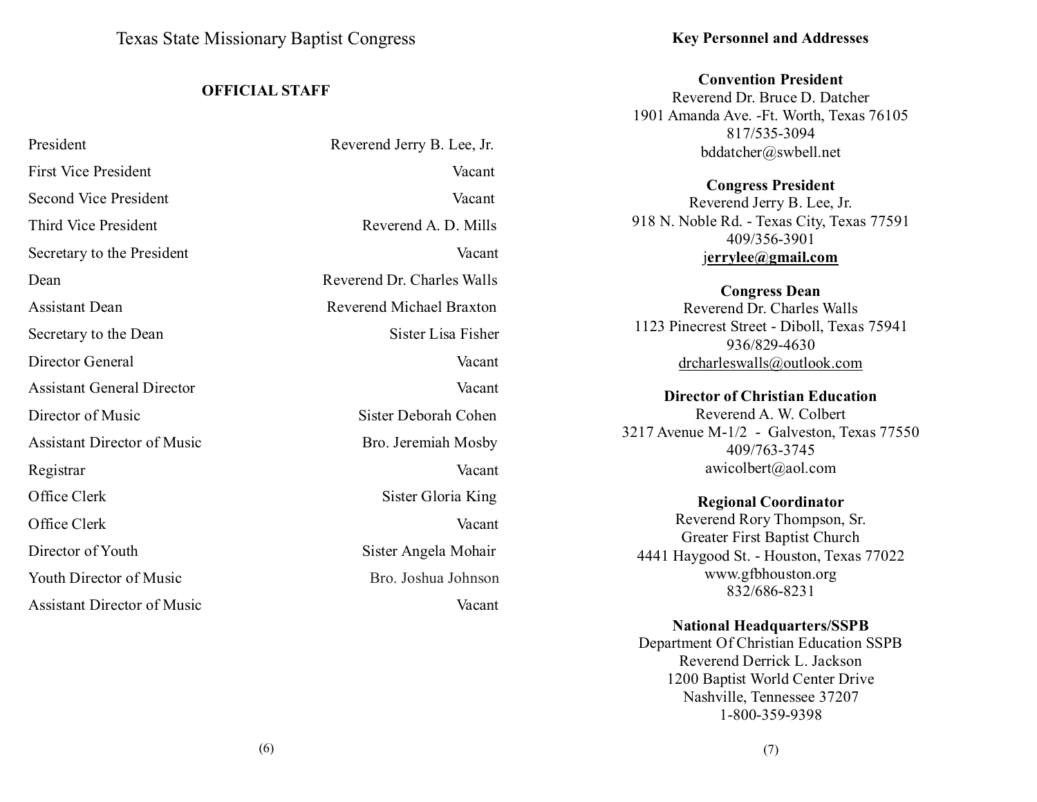# Texas State Missionary Baptist Congress

## OFFICIAL STAFF

| | |
|---|---|
| President | Reverend Jerry B. Lee, Jr. |
| First Vice President | Vacant |
| Second Vice President | Vacant |
| Third Vice President | Reverend A. D. Mills |
| Secretary to the President | Vacant |
| Dean | Reverend Dr. Charles Walls |
| Assistant Dean | Reverend Michael Braxton |
| Secretary to the Dean | Sister Lisa Fisher |
| Director General | Vacant |
| Assistant General Director | Vacant |
| Director of Music | Sister Deborah Cohen |
| Assistant Director of Music | Bro. Jeremiah Mosby |
| Registrar | Vacant |
| Office Clerk | Sister Gloria King |
| Office Clerk | Vacant |
| Director of Youth | Sister Angela Mohair |
| Youth Director of Music | Bro. Joshua Johnson |
| Assistant Director of Music | Vacant |

## Key Personnel and Addresses

**Convention President**
Reverend Dr. Bruce D. Datcher
1901 Amanda Ave. -Ft. Worth, Texas 76105
817/535-3094
bddatcher@swbell.net

**Congress President**
Reverend Jerry B. Lee, Jr.
918 N. Noble Rd. - Texas City, Texas 77591
409/356-3901
jerrylee@gmail.com

**Congress Dean**
Reverend Dr. Charles Walls
1123 Pinecrest Street - Diboll, Texas 75941
936/829-4630
drcharleswalls@outlook.com

**Director of Christian Education**
Reverend A. W. Colbert
3217 Avenue M-1/2 - Galveston, Texas 77550
409/763-3745
awicolbert@aol.com

**Regional Coordinator**
Reverend Rory Thompson, Sr.
Greater First Baptist Church
4441 Haygood St. - Houston, Texas 77022
www.gfbhouston.org
832/686-8231

**National Headquarters/SSPB**
Department Of Christian Education SSPB
Reverend Derrick L. Jackson
1200 Baptist World Center Drive
Nashville, Tennessee 37207
1-800-359-9398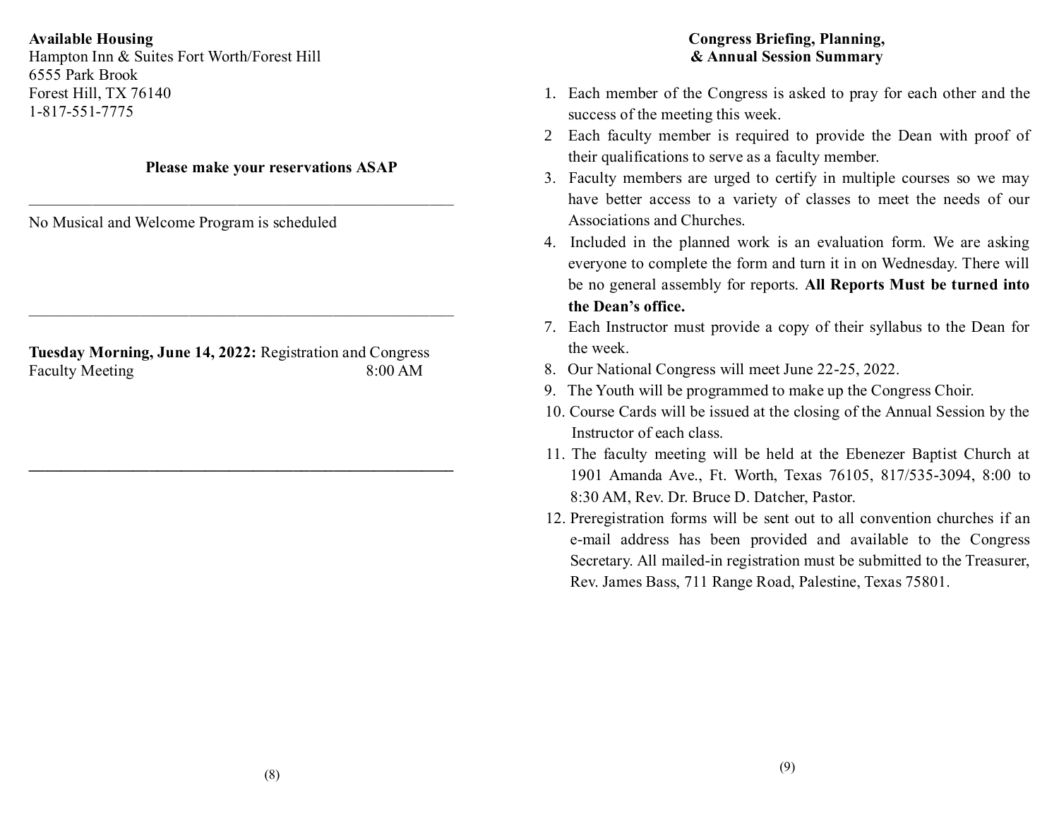**Available Housing**
Hampton Inn & Suites Fort Worth/Forest Hill
6555 Park Brook
Forest Hill, TX 76140
1-817-551-7775

**Please make your reservations ASAP**

---

No Musical and Welcome Program is scheduled

---

**Tuesday Morning, June 14, 2022:** Registration and Congress Faculty Meeting 8:00 AM

---

**Congress Briefing, Planning, & Annual Session Summary**

1. Each member of the Congress is asked to pray for each other and the success of the meeting this week.
2. Each faculty member is required to provide the Dean with proof of their qualifications to serve as a faculty member.
3. Faculty members are urged to certify in multiple courses so we may have better access to a variety of classes to meet the needs of our Associations and Churches.
4. Included in the planned work is an evaluation form. We are asking everyone to complete the form and turn it in on Wednesday. There will be no general assembly for reports. **All Reports Must be turned into the Dean's office.**
7. Each Instructor must provide a copy of their syllabus to the Dean for the week.
8. Our National Congress will meet June 22-25, 2022.
9. The Youth will be programmed to make up the Congress Choir.
10. Course Cards will be issued at the closing of the Annual Session by the Instructor of each class.
11. The faculty meeting will be held at the Ebenezer Baptist Church at 1901 Amanda Ave., Ft. Worth, Texas 76105, 817/535-3094, 8:00 to 8:30 AM, Rev. Dr. Bruce D. Datcher, Pastor.
12. Preregistration forms will be sent out to all convention churches if an e-mail address has been provided and available to the Congress Secretary. All mailed-in registration must be submitted to the Treasurer, Rev. James Bass, 711 Range Road, Palestine, Texas 75801.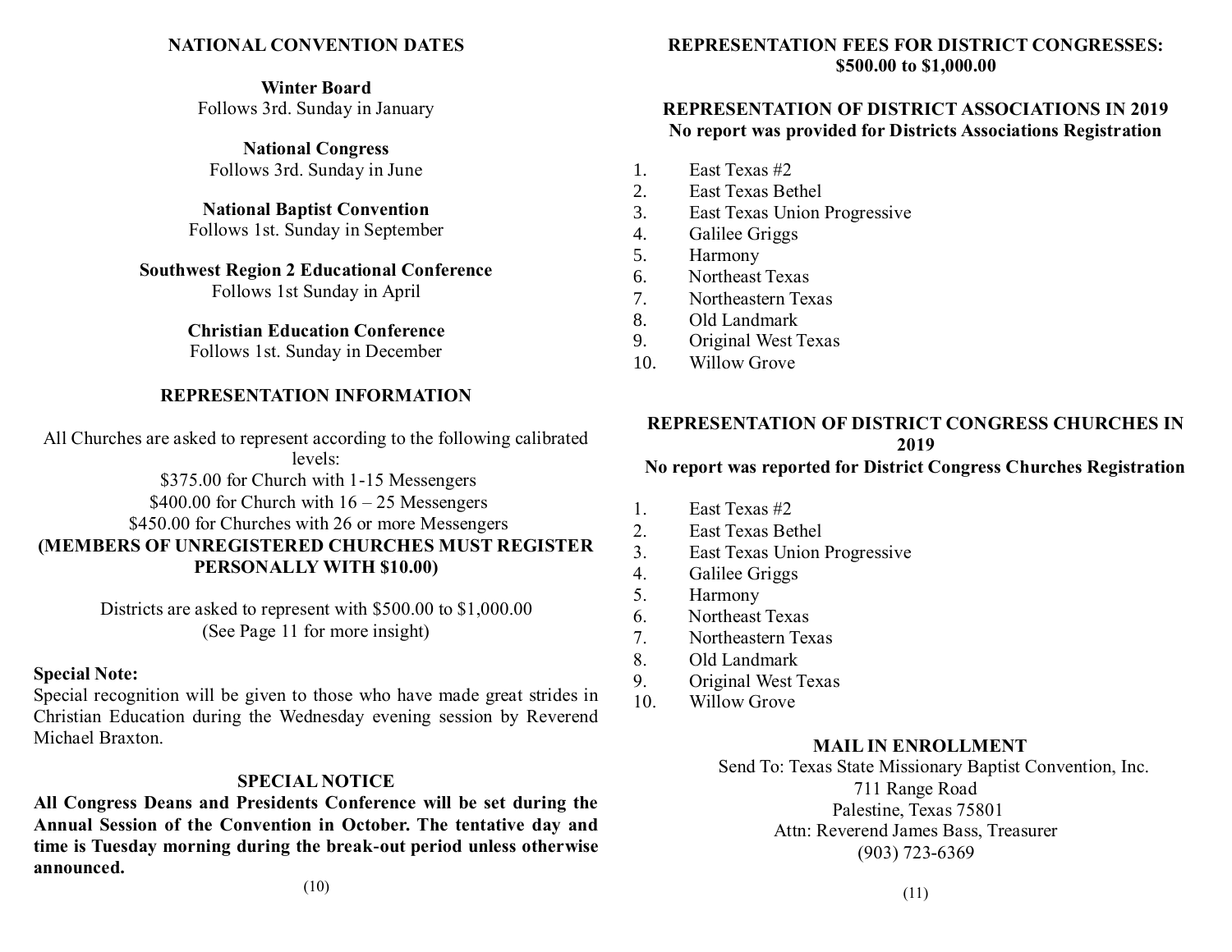## NATIONAL CONVENTION DATES

**Winter Board**
Follows 3rd. Sunday in January

**National Congress**
Follows 3rd. Sunday in June

**National Baptist Convention**
Follows 1st. Sunday in September

**Southwest Region 2 Educational Conference**
Follows 1st Sunday in April

**Christian Education Conference**
Follows 1st. Sunday in December

## REPRESENTATION INFORMATION

All Churches are asked to represent according to the following calibrated levels:
$375.00 for Church with 1-15 Messengers
$400.00 for Church with 16 – 25 Messengers
$450.00 for Churches with 26 or more Messengers
**(MEMBERS OF UNREGISTERED CHURCHES MUST REGISTER PERSONALLY WITH $10.00)**

Districts are asked to represent with $500.00 to $1,000.00
(See Page 11 for more insight)

**Special Note:**
Special recognition will be given to those who have made great strides in Christian Education during the Wednesday evening session by Reverend Michael Braxton.

## SPECIAL NOTICE

**All Congress Deans and Presidents Conference will be set during the Annual Session of the Convention in October. The tentative day and time is Tuesday morning during the break-out period unless otherwise announced.**

## REPRESENTATION FEES FOR DISTRICT CONGRESSES: $500.00 to $1,000.00

## REPRESENTATION OF DISTRICT ASSOCIATIONS IN 2019

**No report was provided for Districts Associations Registration**

1. East Texas #2
2. East Texas Bethel
3. East Texas Union Progressive
4. Galilee Griggs
5. Harmony
6. Northeast Texas
7. Northeastern Texas
8. Old Landmark
9. Original West Texas
10. Willow Grove

## REPRESENTATION OF DISTRICT CONGRESS CHURCHES IN 2019

**No report was reported for District Congress Churches Registration**

1. East Texas #2
2. East Texas Bethel
3. East Texas Union Progressive
4. Galilee Griggs
5. Harmony
6. Northeast Texas
7. Northeastern Texas
8. Old Landmark
9. Original West Texas
10. Willow Grove

## MAIL IN ENROLLMENT

Send To: Texas State Missionary Baptist Convention, Inc.
711 Range Road
Palestine, Texas 75801
Attn: Reverend James Bass, Treasurer
(903) 723-6369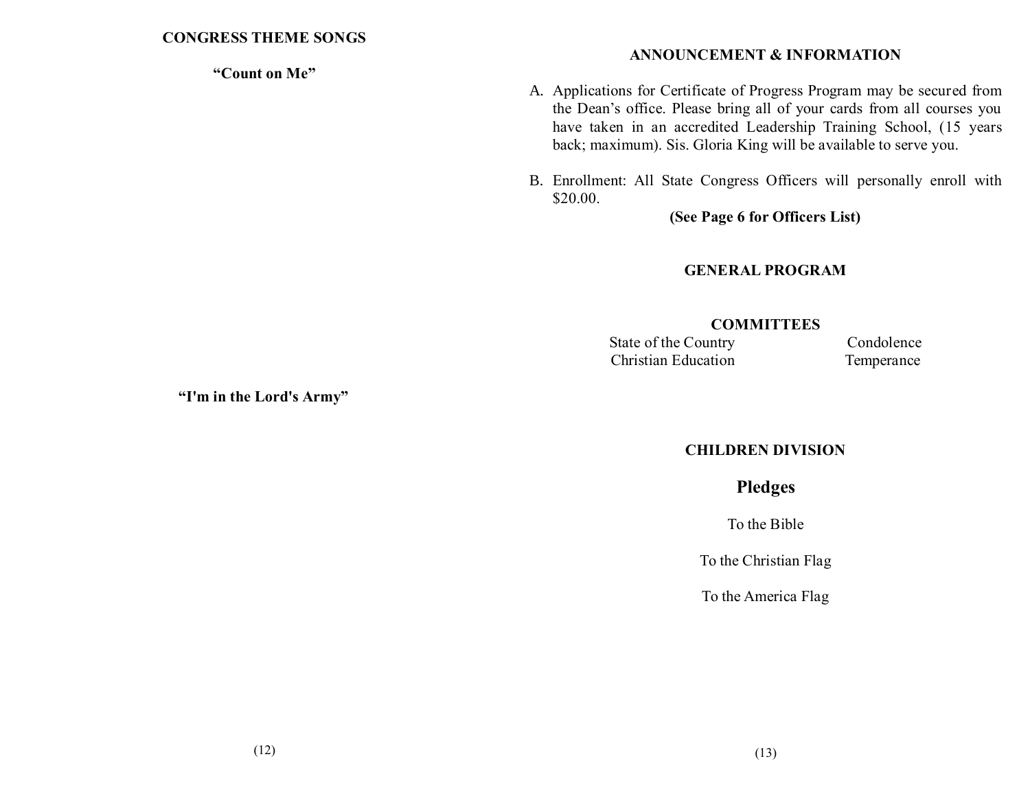## CONGRESS THEME SONGS

### "Count on Me"

### "I'm in the Lord's Army"

## ANNOUNCEMENT & INFORMATION

A. Applications for Certificate of Progress Program may be secured from the Dean's office. Please bring all of your cards from all courses you have taken in an accredited Leadership Training School, (15 years back; maximum). Sis. Gloria King will be available to serve you.

B. Enrollment: All State Congress Officers will personally enroll with $20.00.

**(See Page 6 for Officers List)**

## GENERAL PROGRAM

### COMMITTEES

| | |
|---|---|
| State of the Country | Condolence |
| Christian Education | Temperance |

## CHILDREN DIVISION

### Pledges

To the Bible

To the Christian Flag

To the America Flag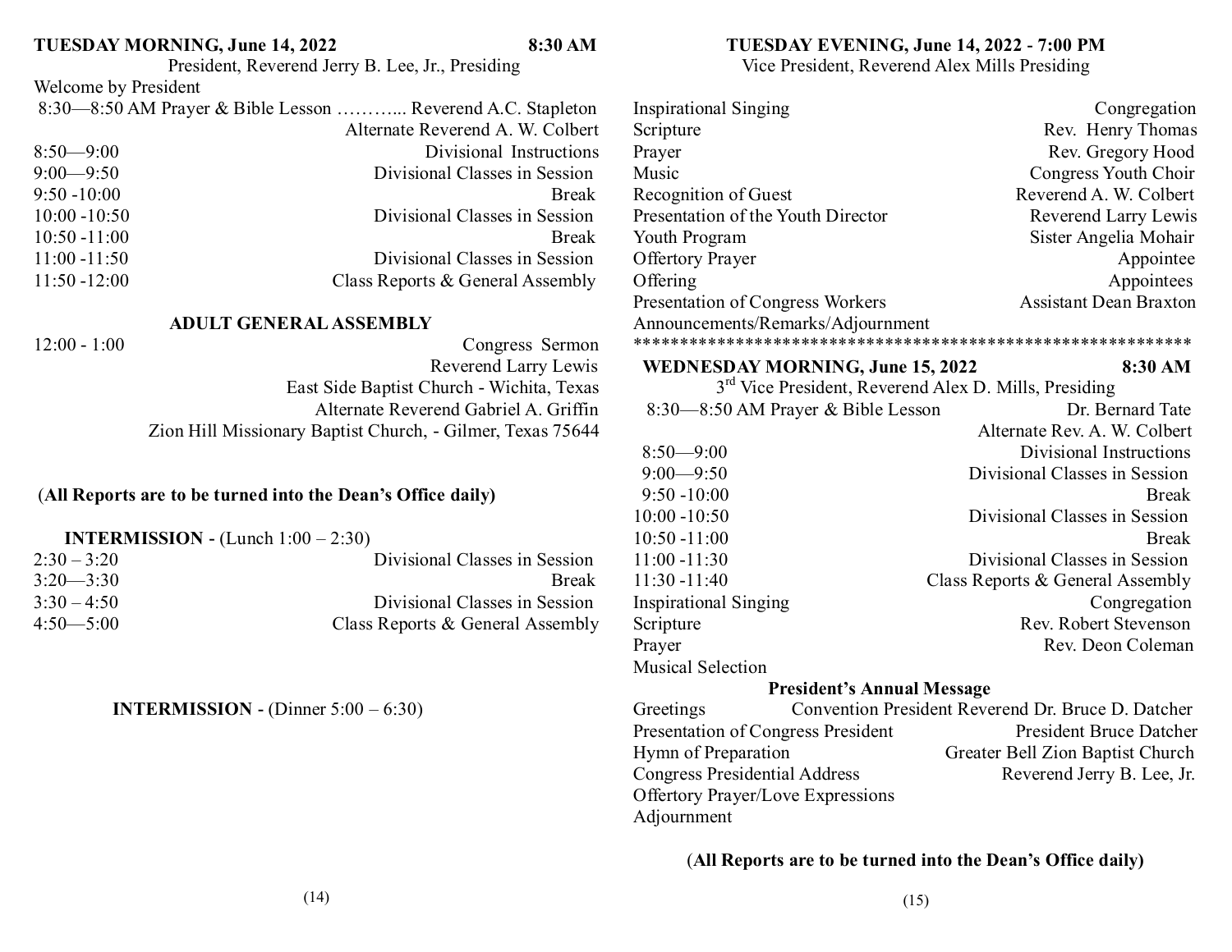**TUESDAY MORNING, June 14, 2022 8:30 AM**

President, Reverend Jerry B. Lee, Jr., Presiding

Welcome by President

| | |
|---|---|
| 8:30—8:50 AM Prayer & Bible Lesson ……….. | Reverend A.C. Stapleton |
| | Alternate Reverend A. W. Colbert |
| 8:50—9:00 | Divisional Instructions |
| 9:00—9:50 | Divisional Classes in Session |
| 9:50 -10:00 | Break |
| 10:00 -10:50 | Divisional Classes in Session |
| 10:50 -11:00 | Break |
| 11:00 -11:50 | Divisional Classes in Session |
| 11:50 -12:00 | Class Reports & General Assembly |

**ADULT GENERAL ASSEMBLY**

| | |
|---|---|
| 12:00 - 1:00 | Congress Sermon |
| | Reverend Larry Lewis |
| | East Side Baptist Church - Wichita, Texas |
| | Alternate Reverend Gabriel A. Griffin |
| | Zion Hill Missionary Baptist Church, - Gilmer, Texas 75644 |

(**All Reports are to be turned into the Dean's Office daily)**

**INTERMISSION -** (Lunch 1:00 – 2:30)

| | |
|---|---|
| 2:30 – 3:20 | Divisional Classes in Session |
| 3:20—3:30 | Break |
| 3:30 – 4:50 | Divisional Classes in Session |
| 4:50—5:00 | Class Reports & General Assembly |

**INTERMISSION -** (Dinner 5:00 – 6:30)

**TUESDAY EVENING, June 14, 2022 - 7:00 PM**

Vice President, Reverend Alex Mills Presiding

| | |
|---|---|
| Inspirational Singing | Congregation |
| Scripture | Rev. Henry Thomas |
| Prayer | Rev. Gregory Hood |
| Music | Congress Youth Choir |
| Recognition of Guest | Reverend A. W. Colbert |
| Presentation of the Youth Director | Reverend Larry Lewis |
| Youth Program | Sister Angelia Mohair |
| Offertory Prayer | Appointee |
| Offering | Appointees |
| Presentation of Congress Workers | Assistant Dean Braxton |
| Announcements/Remarks/Adjournment | |

************************************************************

**WEDNESDAY MORNING, June 15, 2022 8:30 AM**

3rd Vice President, Reverend Alex D. Mills, Presiding

| | |
|---|---|
| 8:30—8:50 AM Prayer & Bible Lesson | Dr. Bernard Tate |
| | Alternate Rev. A. W. Colbert |
| 8:50—9:00 | Divisional Instructions |
| 9:00—9:50 | Divisional Classes in Session |
| 9:50 -10:00 | Break |
| 10:00 -10:50 | Divisional Classes in Session |
| 10:50 -11:00 | Break |
| 11:00 -11:30 | Divisional Classes in Session |
| 11:30 -11:40 | Class Reports & General Assembly |
| Inspirational Singing | Congregation |
| Scripture | Rev. Robert Stevenson |
| Prayer | Rev. Deon Coleman |
| Musical Selection | |

**President's Annual Message**

| | |
|---|---|
| Greetings | Convention President Reverend Dr. Bruce D. Datcher |
| Presentation of Congress President | President Bruce Datcher |
| Hymn of Preparation | Greater Bell Zion Baptist Church |
| Congress Presidential Address | Reverend Jerry B. Lee, Jr. |
| Offertory Prayer/Love Expressions | |
| Adjournment | |

(**All Reports are to be turned into the Dean's Office daily)**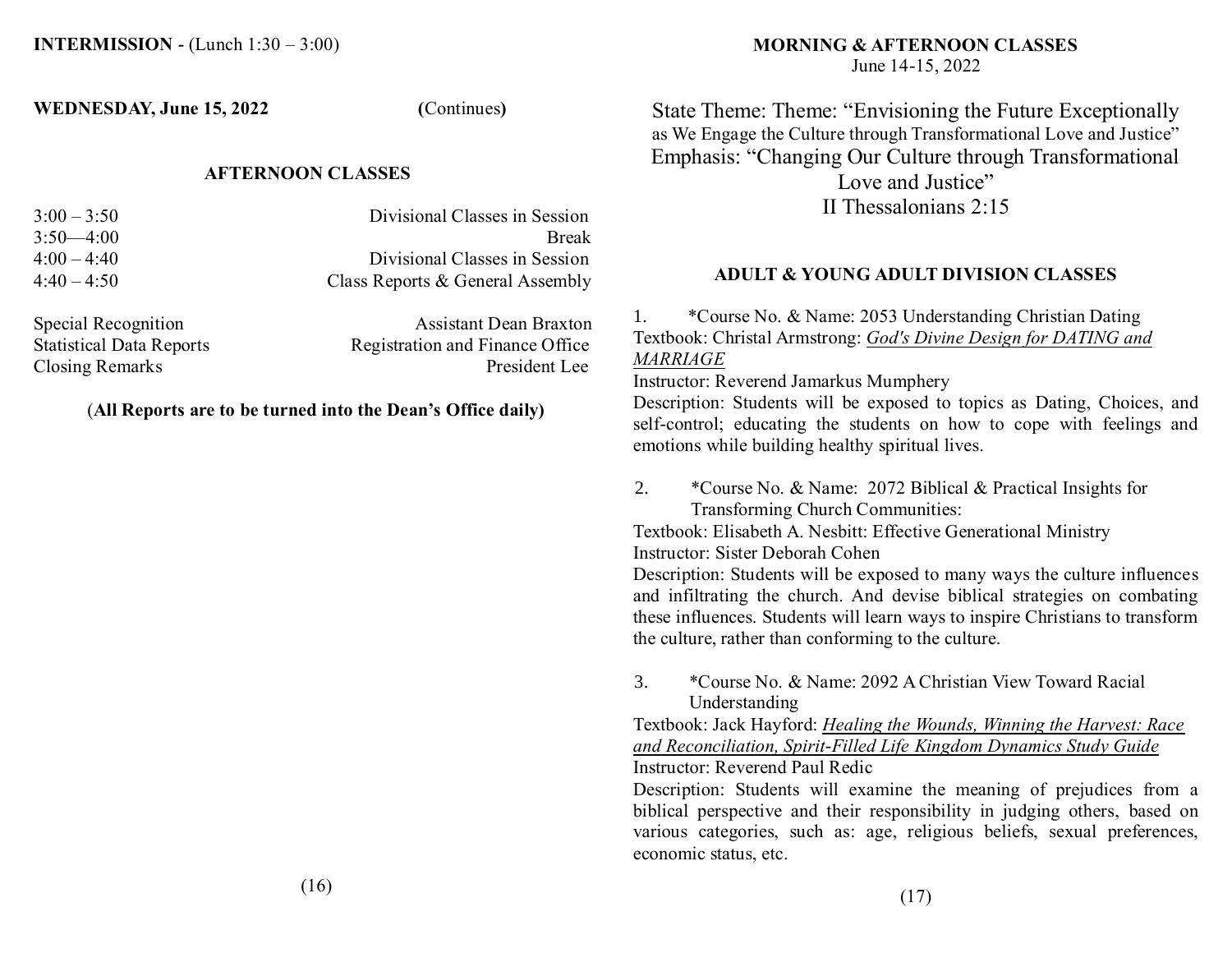**INTERMISSION** - (Lunch 1:30 – 3:00)

**WEDNESDAY, June 15, 2022** **(**Continues**)**

### AFTERNOON CLASSES

| | |
|---|---|
| 3:00 – 3:50 | Divisional Classes in Session |
| 3:50—4:00 | Break |
| 4:00 – 4:40 | Divisional Classes in Session |
| 4:40 – 4:50 | Class Reports & General Assembly |

| | |
|---|---|
| Special Recognition | Assistant Dean Braxton |
| Statistical Data Reports | Registration and Finance Office |
| Closing Remarks | President Lee |

(**All Reports are to be turned into the Dean's Office daily)**

## MORNING & AFTERNOON CLASSES

June 14-15, 2022

State Theme: Theme: "Envisioning the Future Exceptionally as We Engage the Culture through Transformational Love and Justice"
Emphasis: "Changing Our Culture through Transformational Love and Justice"
II Thessalonians 2:15

### ADULT & YOUNG ADULT DIVISION CLASSES

1. *Course No. & Name: 2053 Understanding Christian Dating
Textbook: Christal Armstrong: *God's Divine Design for DATING and MARRIAGE*
Instructor: Reverend Jamarkus Mumphery
Description: Students will be exposed to topics as Dating, Choices, and self-control; educating the students on how to cope with feelings and emotions while building healthy spiritual lives.

2. *Course No. & Name: 2072 Biblical & Practical Insights for Transforming Church Communities:
Textbook: Elisabeth A. Nesbitt: Effective Generational Ministry
Instructor: Sister Deborah Cohen
Description: Students will be exposed to many ways the culture influences and infiltrating the church. And devise biblical strategies on combating these influences. Students will learn ways to inspire Christians to transform the culture, rather than conforming to the culture.

3. *Course No. & Name: 2092 A Christian View Toward Racial Understanding
Textbook: Jack Hayford: *Healing the Wounds, Winning the Harvest: Race and Reconciliation, Spirit-Filled Life Kingdom Dynamics Study Guide*
Instructor: Reverend Paul Redic
Description: Students will examine the meaning of prejudices from a biblical perspective and their responsibility in judging others, based on various categories, such as: age, religious beliefs, sexual preferences, economic status, etc.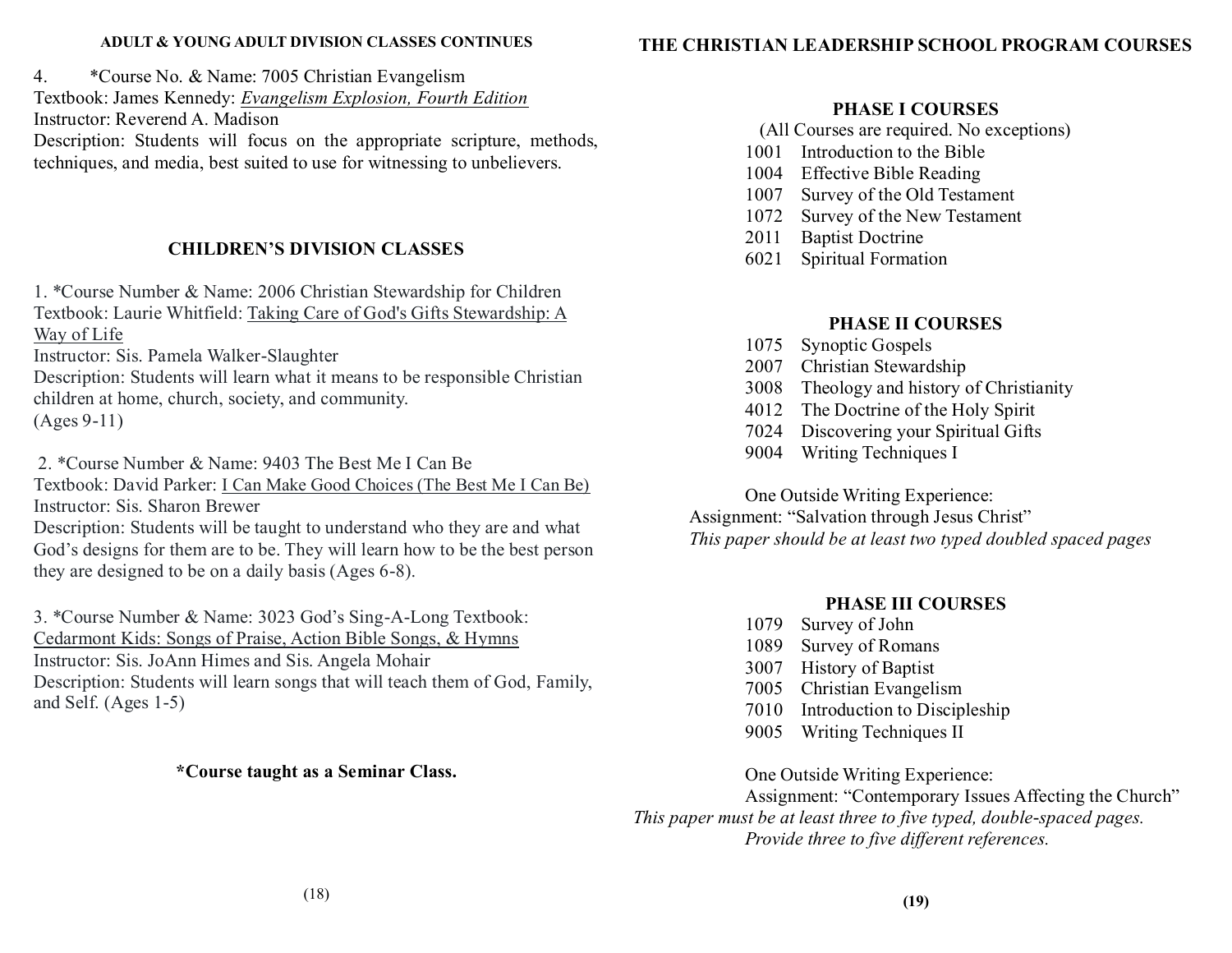**ADULT & YOUNG ADULT DIVISION CLASSES CONTINUES**

4. *Course No. & Name: 7005 Christian Evangelism
Textbook: James Kennedy: *Evangelism Explosion, Fourth Edition*
Instructor: Reverend A. Madison
Description: Students will focus on the appropriate scripture, methods, techniques, and media, best suited to use for witnessing to unbelievers.

## CHILDREN'S DIVISION CLASSES

1. *Course Number & Name: 2006 Christian Stewardship for Children
Textbook: Laurie Whitfield: Taking Care of God's Gifts Stewardship: A Way of Life
Instructor: Sis. Pamela Walker-Slaughter
Description: Students will learn what it means to be responsible Christian children at home, church, society, and community.
(Ages 9-11)

2. *Course Number & Name: 9403 The Best Me I Can Be
Textbook: David Parker: I Can Make Good Choices (The Best Me I Can Be)
Instructor: Sis. Sharon Brewer
Description: Students will be taught to understand who they are and what God's designs for them are to be. They will learn how to be the best person they are designed to be on a daily basis (Ages 6-8).

3. *Course Number & Name: 3023 God's Sing-A-Long Textbook: Cedarmont Kids: Songs of Praise, Action Bible Songs, & Hymns
Instructor: Sis. JoAnn Himes and Sis. Angela Mohair
Description: Students will learn songs that will teach them of God, Family, and Self. (Ages 1-5)

**\*Course taught as a Seminar Class.**

# THE CHRISTIAN LEADERSHIP SCHOOL PROGRAM COURSES

## PHASE I COURSES

(All Courses are required. No exceptions)

1001 Introduction to the Bible
1004 Effective Bible Reading
1007 Survey of the Old Testament
1072 Survey of the New Testament
2011 Baptist Doctrine
6021 Spiritual Formation

## PHASE II COURSES

1075 Synoptic Gospels
2007 Christian Stewardship
3008 Theology and history of Christianity
4012 The Doctrine of the Holy Spirit
7024 Discovering your Spiritual Gifts
9004 Writing Techniques I

One Outside Writing Experience:
Assignment: "Salvation through Jesus Christ"
*This paper should be at least two typed doubled spaced pages*

## PHASE III COURSES

1079 Survey of John
1089 Survey of Romans
3007 History of Baptist
7005 Christian Evangelism
7010 Introduction to Discipleship
9005 Writing Techniques II

One Outside Writing Experience:
Assignment: "Contemporary Issues Affecting the Church"
*This paper must be at least three to five typed, double-spaced pages.*
*Provide three to five different references.*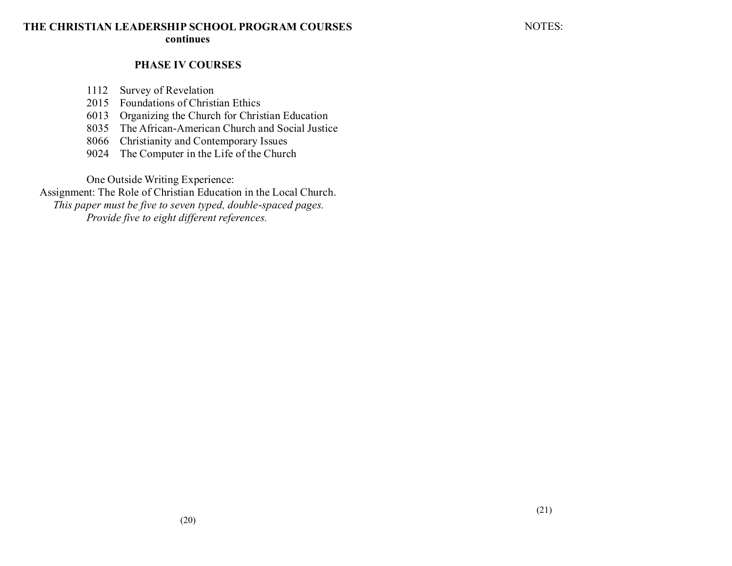## THE CHRISTIAN LEADERSHIP SCHOOL PROGRAM COURSES continues

### PHASE IV COURSES

1112 Survey of Revelation
2015 Foundations of Christian Ethics
6013 Organizing the Church for Christian Education
8035 The African-American Church and Social Justice
8066 Christianity and Contemporary Issues
9024 The Computer in the Life of the Church

One Outside Writing Experience:
Assignment: The Role of Christian Education in the Local Church.
*This paper must be five to seven typed, double-spaced pages.*
*Provide five to eight different references.*

NOTES: